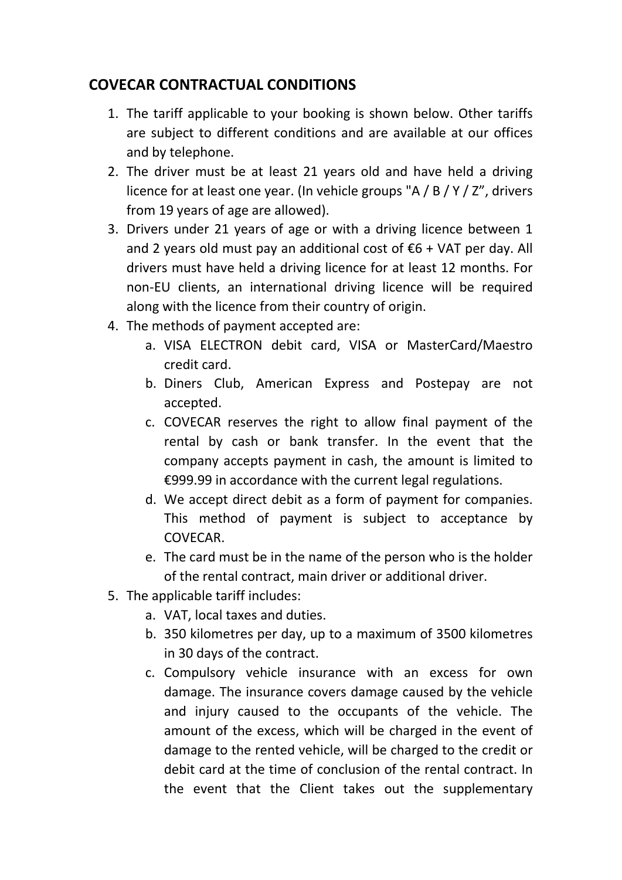# COVECAR CONTRACTUAL CONDITIONS

1. The tariff applicable to your booking is shown below. Other tariffs are subject to different conditions and are available at our offices and by telephone.
2. The driver must be at least 21 years old and have held a driving licence for at least one year. (In vehicle groups "A / B / Y / Z", drivers from 19 years of age are allowed).
3. Drivers under 21 years of age or with a driving licence between 1 and 2 years old must pay an additional cost of €6 + VAT per day. All drivers must have held a driving licence for at least 12 months. For non-EU clients, an international driving licence will be required along with the licence from their country of origin.
4. The methods of payment accepted are:
   a. VISA ELECTRON debit card, VISA or MasterCard/Maestro credit card.
   b. Diners Club, American Express and Postepay are not accepted.
   c. COVECAR reserves the right to allow final payment of the rental by cash or bank transfer. In the event that the company accepts payment in cash, the amount is limited to €999.99 in accordance with the current legal regulations.
   d. We accept direct debit as a form of payment for companies. This method of payment is subject to acceptance by COVECAR.
   e. The card must be in the name of the person who is the holder of the rental contract, main driver or additional driver.
5. The applicable tariff includes:
   a. VAT, local taxes and duties.
   b. 350 kilometres per day, up to a maximum of 3500 kilometres in 30 days of the contract.
   c. Compulsory vehicle insurance with an excess for own damage. The insurance covers damage caused by the vehicle and injury caused to the occupants of the vehicle. The amount of the excess, which will be charged in the event of damage to the rented vehicle, will be charged to the credit or debit card at the time of conclusion of the rental contract. In the event that the Client takes out the supplementary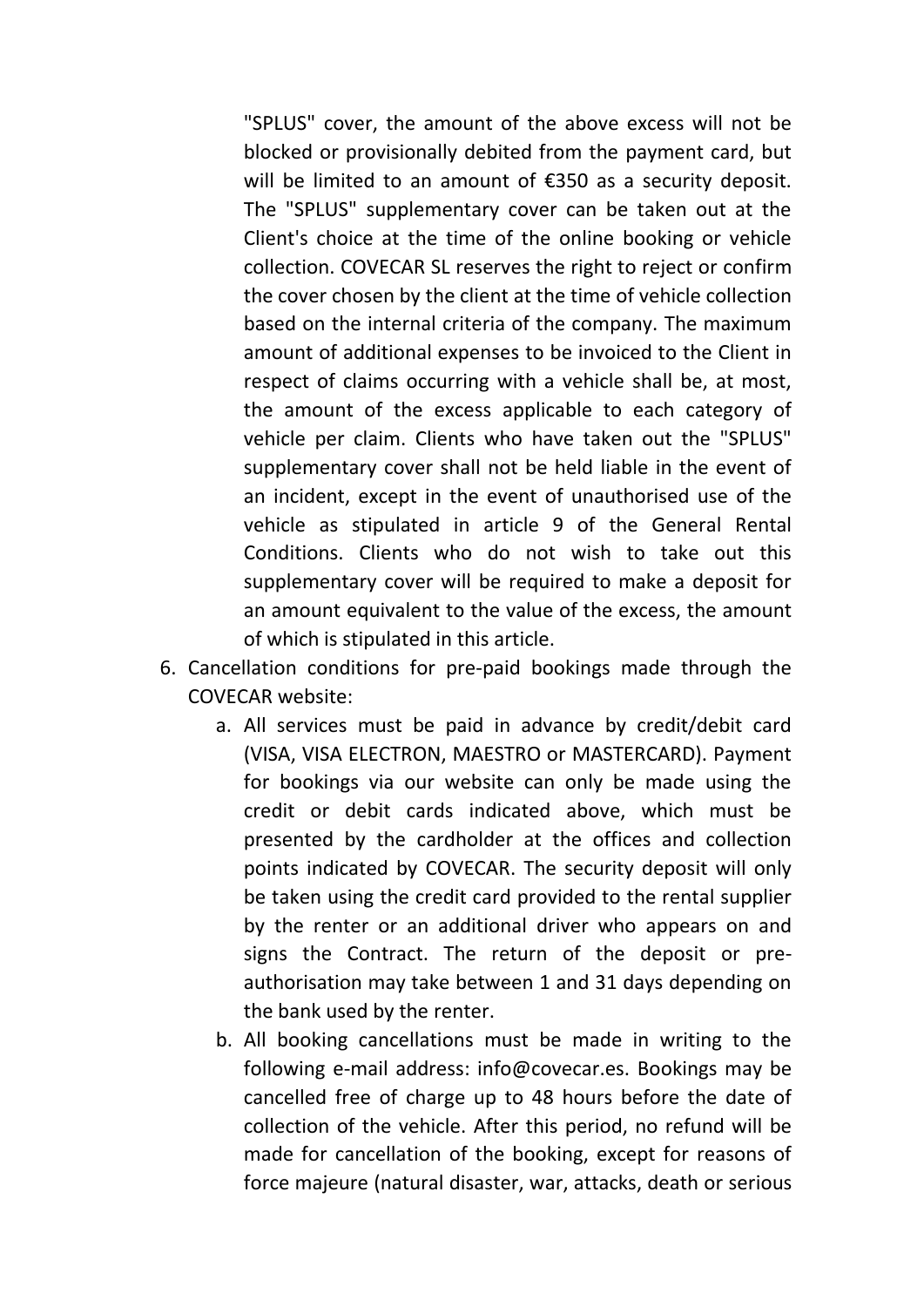"SPLUS" cover, the amount of the above excess will not be blocked or provisionally debited from the payment card, but will be limited to an amount of €350 as a security deposit. The "SPLUS" supplementary cover can be taken out at the Client's choice at the time of the online booking or vehicle collection. COVECAR SL reserves the right to reject or confirm the cover chosen by the client at the time of vehicle collection based on the internal criteria of the company. The maximum amount of additional expenses to be invoiced to the Client in respect of claims occurring with a vehicle shall be, at most, the amount of the excess applicable to each category of vehicle per claim. Clients who have taken out the "SPLUS" supplementary cover shall not be held liable in the event of an incident, except in the event of unauthorised use of the vehicle as stipulated in article 9 of the General Rental Conditions. Clients who do not wish to take out this supplementary cover will be required to make a deposit for an amount equivalent to the value of the excess, the amount of which is stipulated in this article.

6. Cancellation conditions for pre-paid bookings made through the COVECAR website:
    a. All services must be paid in advance by credit/debit card (VISA, VISA ELECTRON, MAESTRO or MASTERCARD). Payment for bookings via our website can only be made using the credit or debit cards indicated above, which must be presented by the cardholder at the offices and collection points indicated by COVECAR. The security deposit will only be taken using the credit card provided to the rental supplier by the renter or an additional driver who appears on and signs the Contract. The return of the deposit or pre-authorisation may take between 1 and 31 days depending on the bank used by the renter.
    b. All booking cancellations must be made in writing to the following e-mail address: info@covecar.es. Bookings may be cancelled free of charge up to 48 hours before the date of collection of the vehicle. After this period, no refund will be made for cancellation of the booking, except for reasons of force majeure (natural disaster, war, attacks, death or serious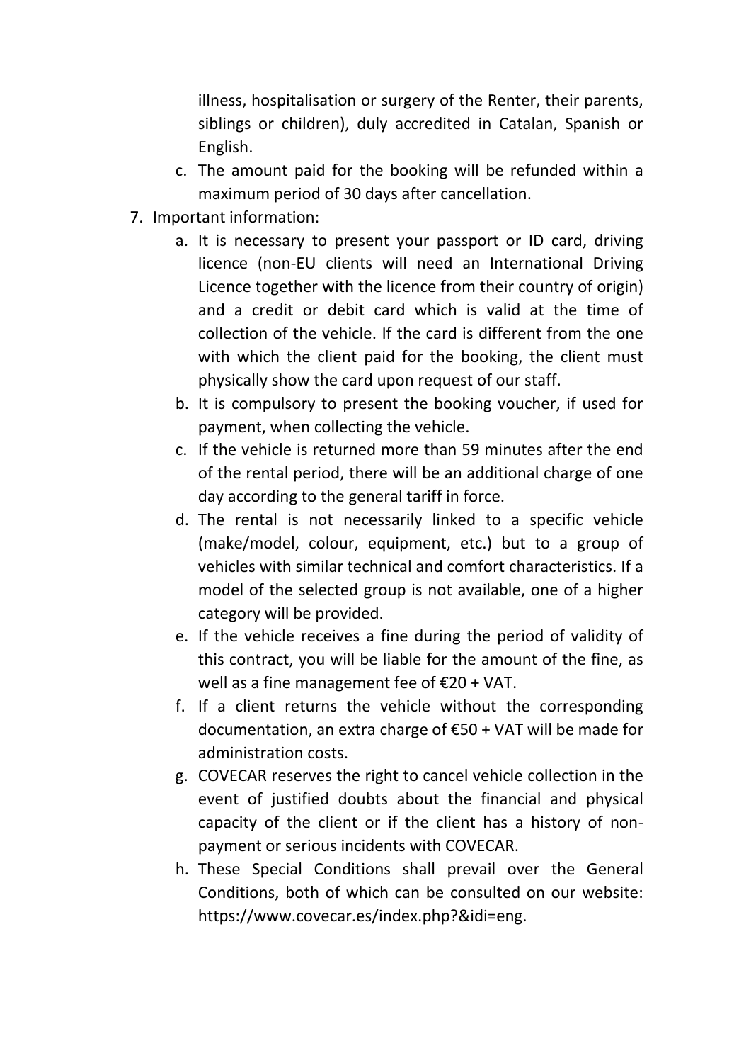illness, hospitalisation or surgery of the Renter, their parents, siblings or children), duly accredited in Catalan, Spanish or English.

   c. The amount paid for the booking will be refunded within a maximum period of 30 days after cancellation.

7. Important information:
   a. It is necessary to present your passport or ID card, driving licence (non-EU clients will need an International Driving Licence together with the licence from their country of origin) and a credit or debit card which is valid at the time of collection of the vehicle. If the card is different from the one with which the client paid for the booking, the client must physically show the card upon request of our staff.
   b. It is compulsory to present the booking voucher, if used for payment, when collecting the vehicle.
   c. If the vehicle is returned more than 59 minutes after the end of the rental period, there will be an additional charge of one day according to the general tariff in force.
   d. The rental is not necessarily linked to a specific vehicle (make/model, colour, equipment, etc.) but to a group of vehicles with similar technical and comfort characteristics. If a model of the selected group is not available, one of a higher category will be provided.
   e. If the vehicle receives a fine during the period of validity of this contract, you will be liable for the amount of the fine, as well as a fine management fee of €20 + VAT.
   f. If a client returns the vehicle without the corresponding documentation, an extra charge of €50 + VAT will be made for administration costs.
   g. COVECAR reserves the right to cancel vehicle collection in the event of justified doubts about the financial and physical capacity of the client or if the client has a history of non-payment or serious incidents with COVECAR.
   h. These Special Conditions shall prevail over the General Conditions, both of which can be consulted on our website: https://www.covecar.es/index.php?&idi=eng.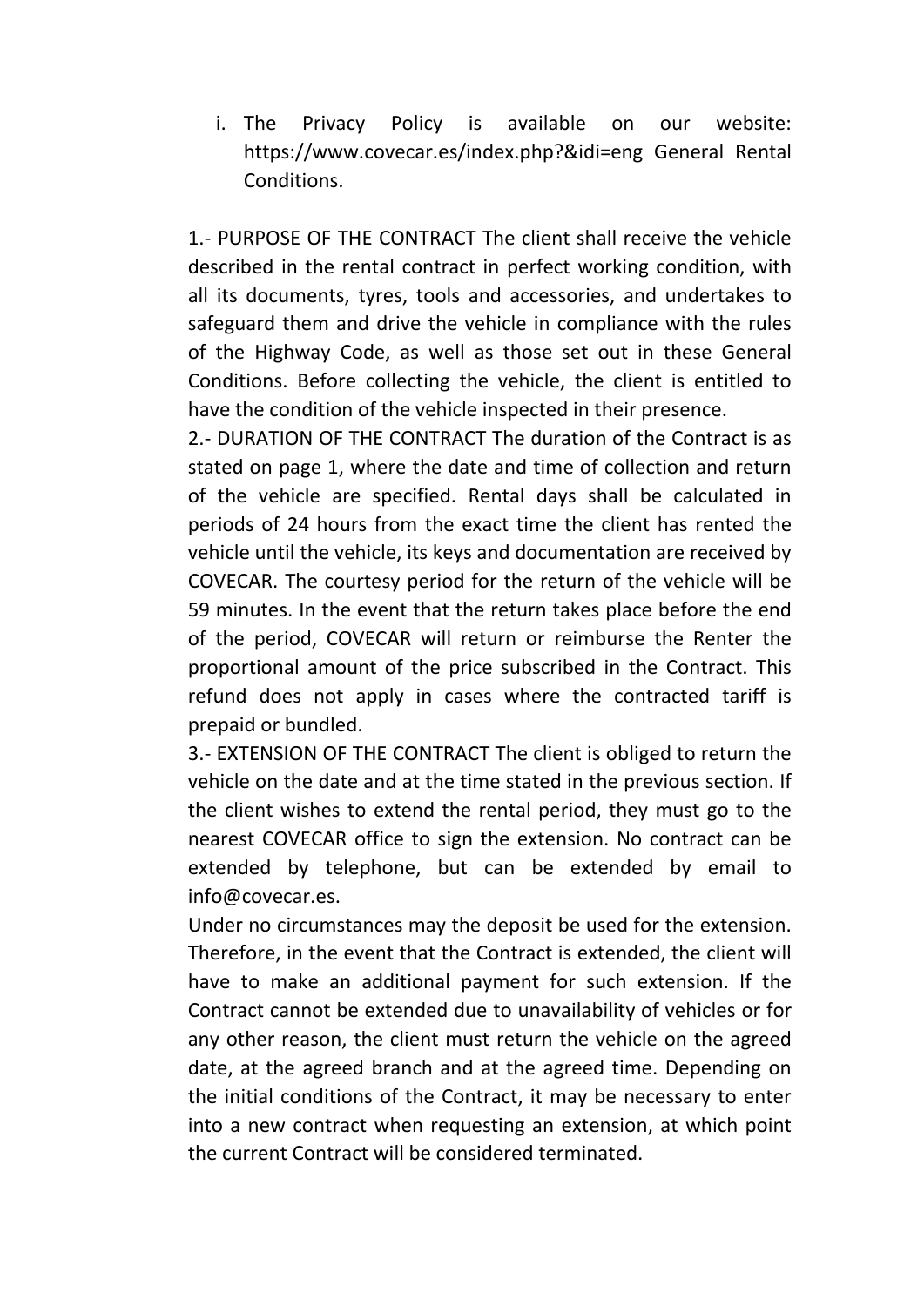i. The Privacy Policy is available on our website: https://www.covecar.es/index.php?&idi=eng General Rental Conditions.

1.- PURPOSE OF THE CONTRACT The client shall receive the vehicle described in the rental contract in perfect working condition, with all its documents, tyres, tools and accessories, and undertakes to safeguard them and drive the vehicle in compliance with the rules of the Highway Code, as well as those set out in these General Conditions. Before collecting the vehicle, the client is entitled to have the condition of the vehicle inspected in their presence.

2.- DURATION OF THE CONTRACT The duration of the Contract is as stated on page 1, where the date and time of collection and return of the vehicle are specified. Rental days shall be calculated in periods of 24 hours from the exact time the client has rented the vehicle until the vehicle, its keys and documentation are received by COVECAR. The courtesy period for the return of the vehicle will be 59 minutes. In the event that the return takes place before the end of the period, COVECAR will return or reimburse the Renter the proportional amount of the price subscribed in the Contract. This refund does not apply in cases where the contracted tariff is prepaid or bundled.

3.- EXTENSION OF THE CONTRACT The client is obliged to return the vehicle on the date and at the time stated in the previous section. If the client wishes to extend the rental period, they must go to the nearest COVECAR office to sign the extension. No contract can be extended by telephone, but can be extended by email to info@covecar.es.

Under no circumstances may the deposit be used for the extension. Therefore, in the event that the Contract is extended, the client will have to make an additional payment for such extension. If the Contract cannot be extended due to unavailability of vehicles or for any other reason, the client must return the vehicle on the agreed date, at the agreed branch and at the agreed time. Depending on the initial conditions of the Contract, it may be necessary to enter into a new contract when requesting an extension, at which point the current Contract will be considered terminated.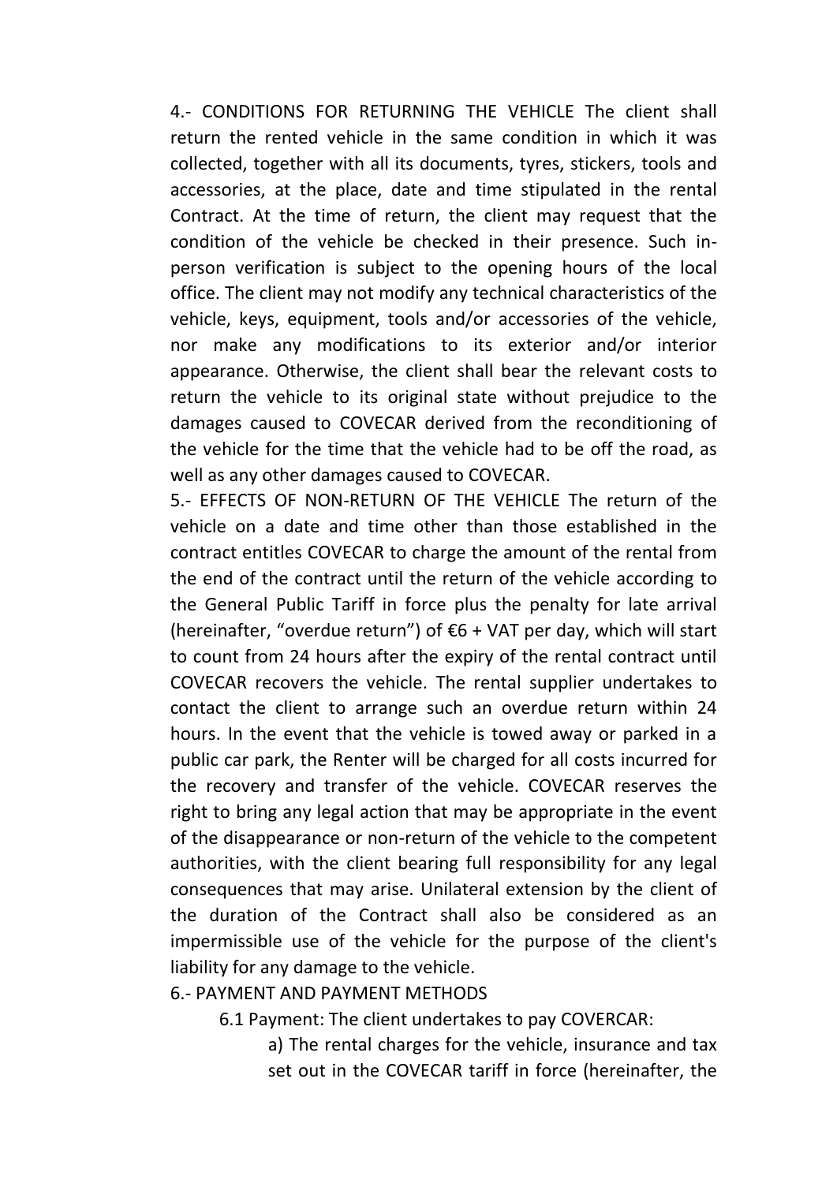4.- CONDITIONS FOR RETURNING THE VEHICLE The client shall return the rented vehicle in the same condition in which it was collected, together with all its documents, tyres, stickers, tools and accessories, at the place, date and time stipulated in the rental Contract. At the time of return, the client may request that the condition of the vehicle be checked in their presence. Such in-person verification is subject to the opening hours of the local office. The client may not modify any technical characteristics of the vehicle, keys, equipment, tools and/or accessories of the vehicle, nor make any modifications to its exterior and/or interior appearance. Otherwise, the client shall bear the relevant costs to return the vehicle to its original state without prejudice to the damages caused to COVECAR derived from the reconditioning of the vehicle for the time that the vehicle had to be off the road, as well as any other damages caused to COVECAR.

5.- EFFECTS OF NON-RETURN OF THE VEHICLE The return of the vehicle on a date and time other than those established in the contract entitles COVECAR to charge the amount of the rental from the end of the contract until the return of the vehicle according to the General Public Tariff in force plus the penalty for late arrival (hereinafter, "overdue return") of €6 + VAT per day, which will start to count from 24 hours after the expiry of the rental contract until COVECAR recovers the vehicle. The rental supplier undertakes to contact the client to arrange such an overdue return within 24 hours. In the event that the vehicle is towed away or parked in a public car park, the Renter will be charged for all costs incurred for the recovery and transfer of the vehicle. COVECAR reserves the right to bring any legal action that may be appropriate in the event of the disappearance or non-return of the vehicle to the competent authorities, with the client bearing full responsibility for any legal consequences that may arise. Unilateral extension by the client of the duration of the Contract shall also be considered as an impermissible use of the vehicle for the purpose of the client's liability for any damage to the vehicle.

6.- PAYMENT AND PAYMENT METHODS

6.1 Payment: The client undertakes to pay COVERCAR:

a) The rental charges for the vehicle, insurance and tax set out in the COVECAR tariff in force (hereinafter, the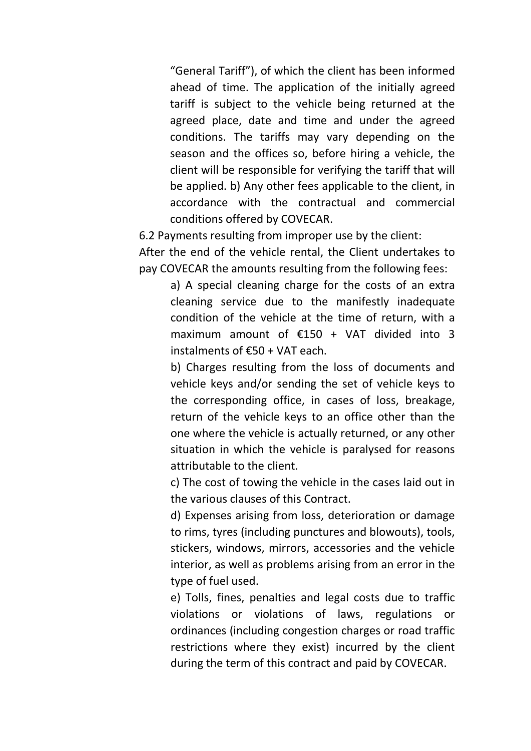"General Tariff"), of which the client has been informed ahead of time. The application of the initially agreed tariff is subject to the vehicle being returned at the agreed place, date and time and under the agreed conditions. The tariffs may vary depending on the season and the offices so, before hiring a vehicle, the client will be responsible for verifying the tariff that will be applied. b) Any other fees applicable to the client, in accordance with the contractual and commercial conditions offered by COVECAR.

6.2 Payments resulting from improper use by the client:

After the end of the vehicle rental, the Client undertakes to pay COVECAR the amounts resulting from the following fees:

a) A special cleaning charge for the costs of an extra cleaning service due to the manifestly inadequate condition of the vehicle at the time of return, with a maximum amount of €150 + VAT divided into 3 instalments of €50 + VAT each.

b) Charges resulting from the loss of documents and vehicle keys and/or sending the set of vehicle keys to the corresponding office, in cases of loss, breakage, return of the vehicle keys to an office other than the one where the vehicle is actually returned, or any other situation in which the vehicle is paralysed for reasons attributable to the client.

c) The cost of towing the vehicle in the cases laid out in the various clauses of this Contract.

d) Expenses arising from loss, deterioration or damage to rims, tyres (including punctures and blowouts), tools, stickers, windows, mirrors, accessories and the vehicle interior, as well as problems arising from an error in the type of fuel used.

e) Tolls, fines, penalties and legal costs due to traffic violations or violations of laws, regulations or ordinances (including congestion charges or road traffic restrictions where they exist) incurred by the client during the term of this contract and paid by COVECAR.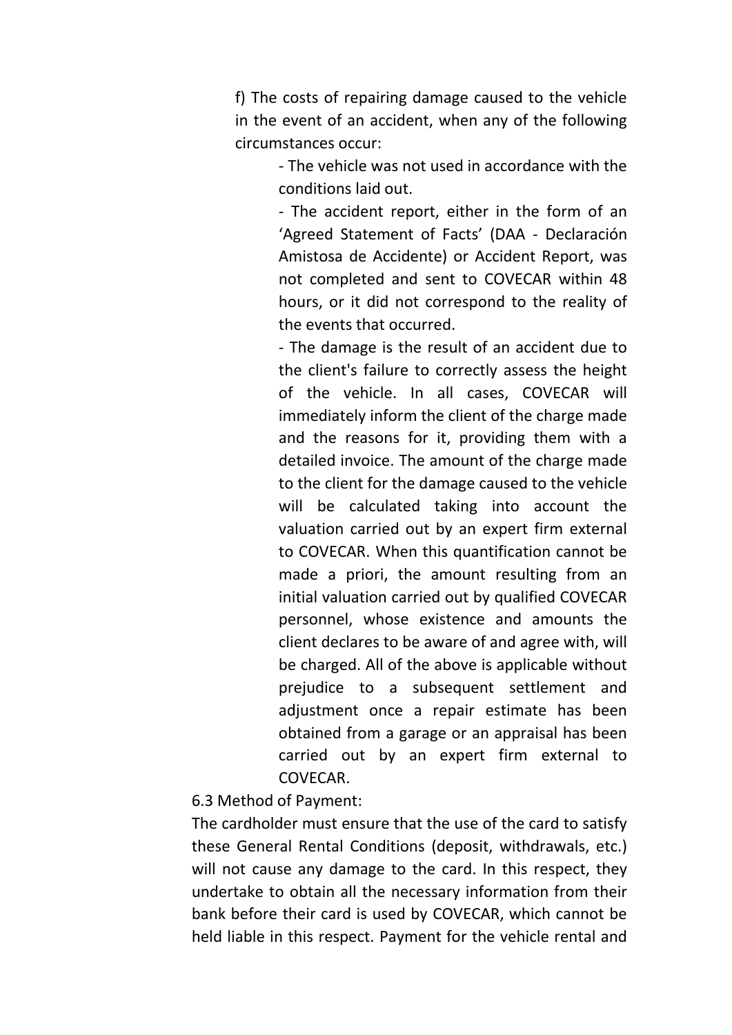f) The costs of repairing damage caused to the vehicle in the event of an accident, when any of the following circumstances occur:

- The vehicle was not used in accordance with the conditions laid out.
- The accident report, either in the form of an 'Agreed Statement of Facts' (DAA - Declaración Amistosa de Accidente) or Accident Report, was not completed and sent to COVECAR within 48 hours, or it did not correspond to the reality of the events that occurred.
- The damage is the result of an accident due to the client's failure to correctly assess the height of the vehicle. In all cases, COVECAR will immediately inform the client of the charge made and the reasons for it, providing them with a detailed invoice. The amount of the charge made to the client for the damage caused to the vehicle will be calculated taking into account the valuation carried out by an expert firm external to COVECAR. When this quantification cannot be made a priori, the amount resulting from an initial valuation carried out by qualified COVECAR personnel, whose existence and amounts the client declares to be aware of and agree with, will be charged. All of the above is applicable without prejudice to a subsequent settlement and adjustment once a repair estimate has been obtained from a garage or an appraisal has been carried out by an expert firm external to COVECAR.

6.3 Method of Payment:

The cardholder must ensure that the use of the card to satisfy these General Rental Conditions (deposit, withdrawals, etc.) will not cause any damage to the card. In this respect, they undertake to obtain all the necessary information from their bank before their card is used by COVECAR, which cannot be held liable in this respect. Payment for the vehicle rental and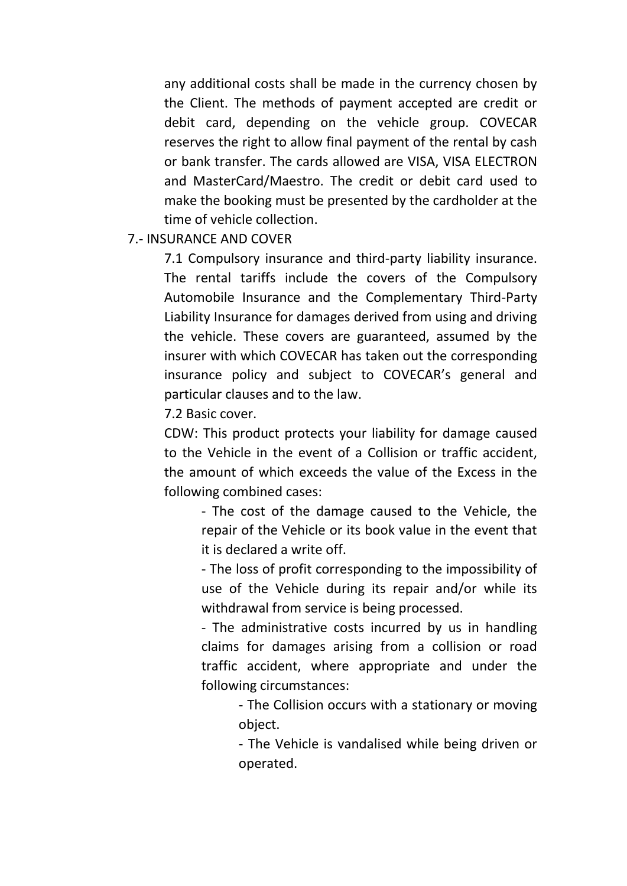any additional costs shall be made in the currency chosen by the Client. The methods of payment accepted are credit or debit card, depending on the vehicle group. COVECAR reserves the right to allow final payment of the rental by cash or bank transfer. The cards allowed are VISA, VISA ELECTRON and MasterCard/Maestro. The credit or debit card used to make the booking must be presented by the cardholder at the time of vehicle collection.

7.- INSURANCE AND COVER

7.1 Compulsory insurance and third-party liability insurance. The rental tariffs include the covers of the Compulsory Automobile Insurance and the Complementary Third-Party Liability Insurance for damages derived from using and driving the vehicle. These covers are guaranteed, assumed by the insurer with which COVECAR has taken out the corresponding insurance policy and subject to COVECAR's general and particular clauses and to the law.

7.2 Basic cover.

CDW: This product protects your liability for damage caused to the Vehicle in the event of a Collision or traffic accident, the amount of which exceeds the value of the Excess in the following combined cases:

- The cost of the damage caused to the Vehicle, the repair of the Vehicle or its book value in the event that it is declared a write off.
- The loss of profit corresponding to the impossibility of use of the Vehicle during its repair and/or while its withdrawal from service is being processed.
- The administrative costs incurred by us in handling claims for damages arising from a collision or road traffic accident, where appropriate and under the following circumstances:
  - The Collision occurs with a stationary or moving object.
  - The Vehicle is vandalised while being driven or operated.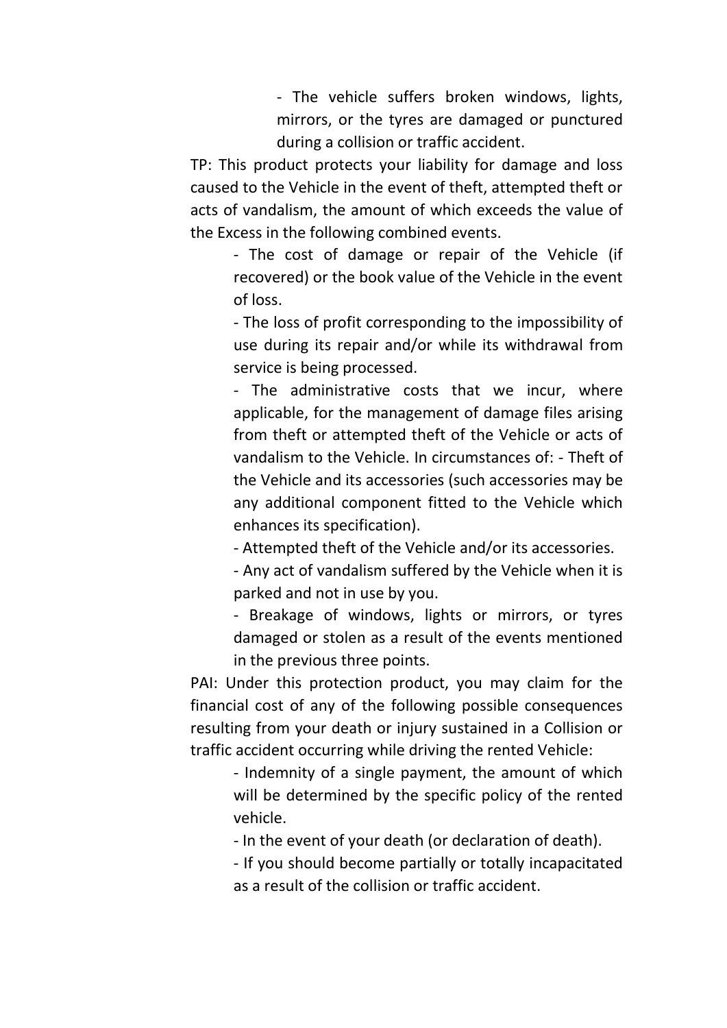- The vehicle suffers broken windows, lights, mirrors, or the tyres are damaged or punctured during a collision or traffic accident.

TP: This product protects your liability for damage and loss caused to the Vehicle in the event of theft, attempted theft or acts of vandalism, the amount of which exceeds the value of the Excess in the following combined events.

- The cost of damage or repair of the Vehicle (if recovered) or the book value of the Vehicle in the event of loss.
- The loss of profit corresponding to the impossibility of use during its repair and/or while its withdrawal from service is being processed.
- The administrative costs that we incur, where applicable, for the management of damage files arising from theft or attempted theft of the Vehicle or acts of vandalism to the Vehicle. In circumstances of: - Theft of the Vehicle and its accessories (such accessories may be any additional component fitted to the Vehicle which enhances its specification).
- Attempted theft of the Vehicle and/or its accessories.
- Any act of vandalism suffered by the Vehicle when it is parked and not in use by you.
- Breakage of windows, lights or mirrors, or tyres damaged or stolen as a result of the events mentioned in the previous three points.

PAI: Under this protection product, you may claim for the financial cost of any of the following possible consequences resulting from your death or injury sustained in a Collision or traffic accident occurring while driving the rented Vehicle:

- Indemnity of a single payment, the amount of which will be determined by the specific policy of the rented vehicle.
- In the event of your death (or declaration of death).
- If you should become partially or totally incapacitated as a result of the collision or traffic accident.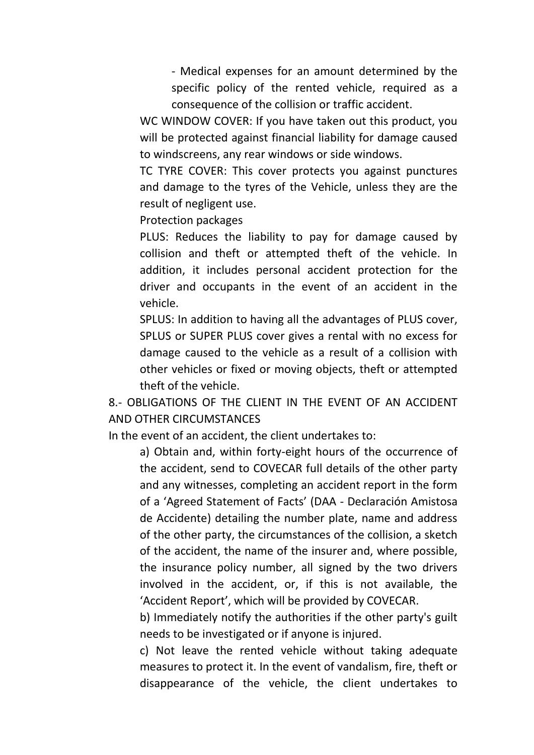- Medical expenses for an amount determined by the specific policy of the rented vehicle, required as a consequence of the collision or traffic accident.

WC WINDOW COVER: If you have taken out this product, you will be protected against financial liability for damage caused to windscreens, any rear windows or side windows.

TC TYRE COVER: This cover protects you against punctures and damage to the tyres of the Vehicle, unless they are the result of negligent use.

Protection packages

PLUS: Reduces the liability to pay for damage caused by collision and theft or attempted theft of the vehicle. In addition, it includes personal accident protection for the driver and occupants in the event of an accident in the vehicle.

SPLUS: In addition to having all the advantages of PLUS cover, SPLUS or SUPER PLUS cover gives a rental with no excess for damage caused to the vehicle as a result of a collision with other vehicles or fixed or moving objects, theft or attempted theft of the vehicle.

## 8.- OBLIGATIONS OF THE CLIENT IN THE EVENT OF AN ACCIDENT AND OTHER CIRCUMSTANCES

In the event of an accident, the client undertakes to:

a) Obtain and, within forty-eight hours of the occurrence of the accident, send to COVECAR full details of the other party and any witnesses, completing an accident report in the form of a 'Agreed Statement of Facts' (DAA - Declaración Amistosa de Accidente) detailing the number plate, name and address of the other party, the circumstances of the collision, a sketch of the accident, the name of the insurer and, where possible, the insurance policy number, all signed by the two drivers involved in the accident, or, if this is not available, the 'Accident Report', which will be provided by COVECAR.

b) Immediately notify the authorities if the other party's guilt needs to be investigated or if anyone is injured.

c) Not leave the rented vehicle without taking adequate measures to protect it. In the event of vandalism, fire, theft or disappearance of the vehicle, the client undertakes to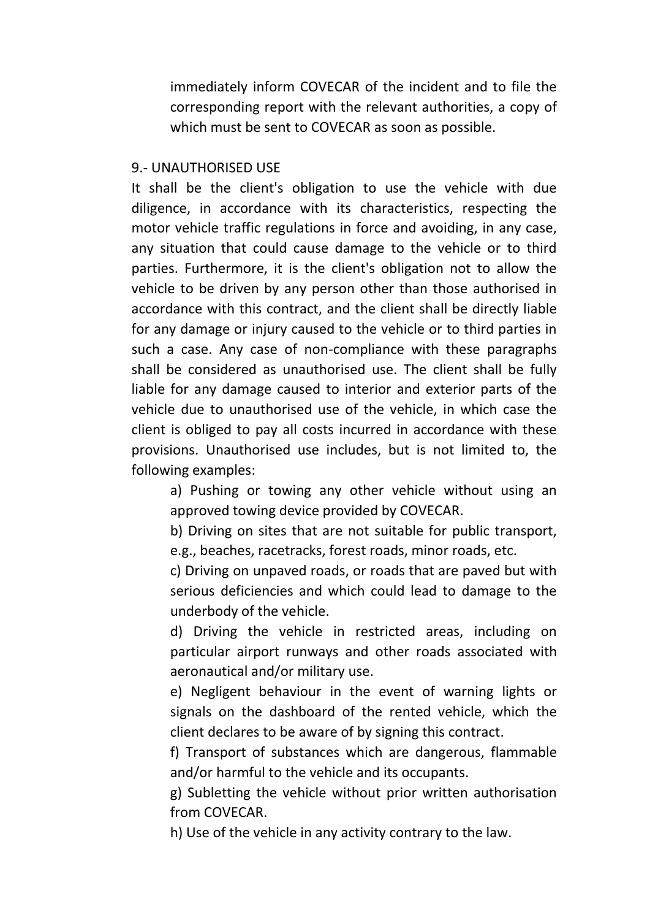immediately inform COVECAR of the incident and to file the corresponding report with the relevant authorities, a copy of which must be sent to COVECAR as soon as possible.

## 9.- UNAUTHORISED USE

It shall be the client's obligation to use the vehicle with due diligence, in accordance with its characteristics, respecting the motor vehicle traffic regulations in force and avoiding, in any case, any situation that could cause damage to the vehicle or to third parties. Furthermore, it is the client's obligation not to allow the vehicle to be driven by any person other than those authorised in accordance with this contract, and the client shall be directly liable for any damage or injury caused to the vehicle or to third parties in such a case. Any case of non-compliance with these paragraphs shall be considered as unauthorised use. The client shall be fully liable for any damage caused to interior and exterior parts of the vehicle due to unauthorised use of the vehicle, in which case the client is obliged to pay all costs incurred in accordance with these provisions. Unauthorised use includes, but is not limited to, the following examples:

a) Pushing or towing any other vehicle without using an approved towing device provided by COVECAR.

b) Driving on sites that are not suitable for public transport, e.g., beaches, racetracks, forest roads, minor roads, etc.

c) Driving on unpaved roads, or roads that are paved but with serious deficiencies and which could lead to damage to the underbody of the vehicle.

d) Driving the vehicle in restricted areas, including on particular airport runways and other roads associated with aeronautical and/or military use.

e) Negligent behaviour in the event of warning lights or signals on the dashboard of the rented vehicle, which the client declares to be aware of by signing this contract.

f) Transport of substances which are dangerous, flammable and/or harmful to the vehicle and its occupants.

g) Subletting the vehicle without prior written authorisation from COVECAR.

h) Use of the vehicle in any activity contrary to the law.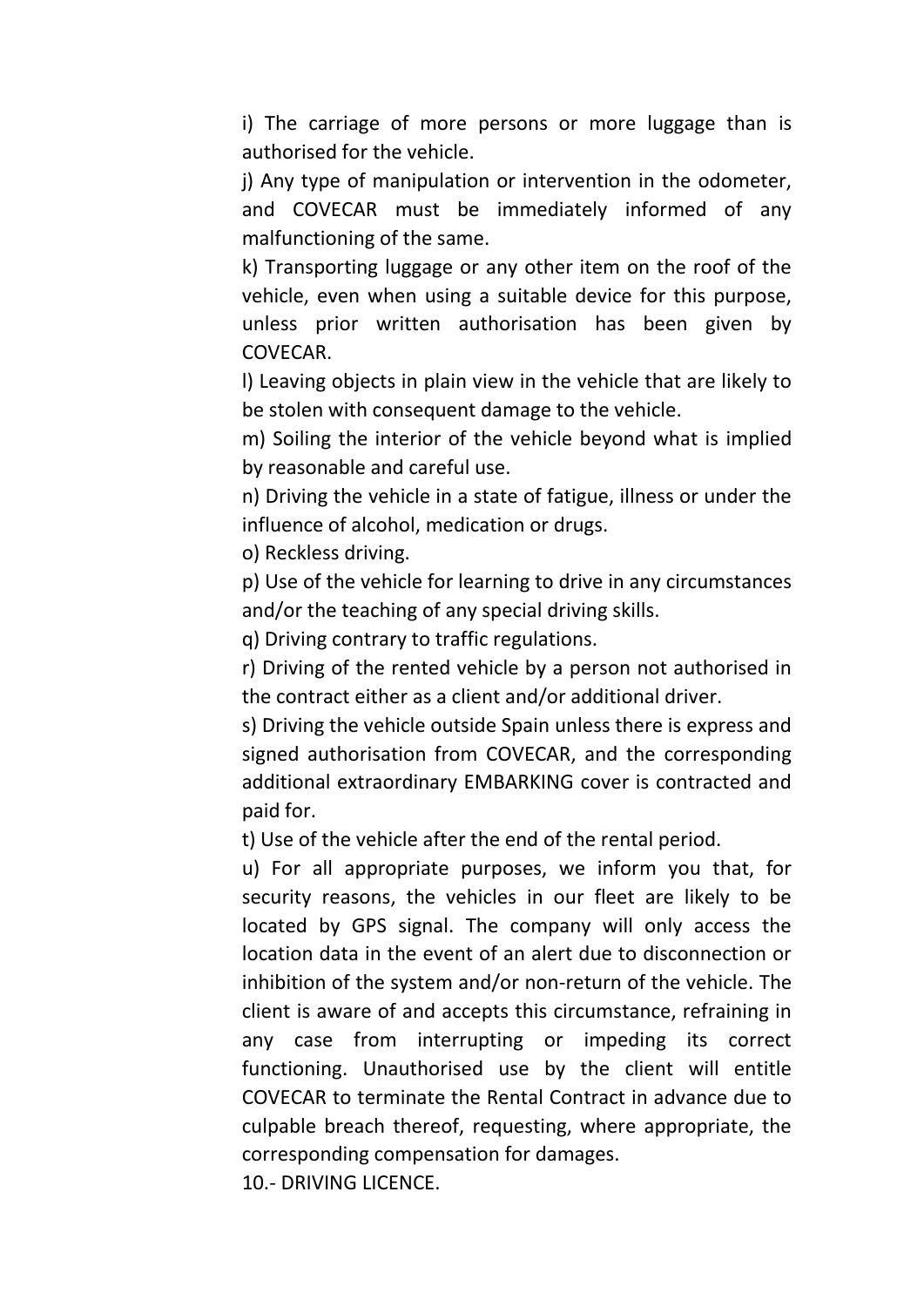i) The carriage of more persons or more luggage than is authorised for the vehicle.

j) Any type of manipulation or intervention in the odometer, and COVECAR must be immediately informed of any malfunctioning of the same.

k) Transporting luggage or any other item on the roof of the vehicle, even when using a suitable device for this purpose, unless prior written authorisation has been given by COVECAR.

l) Leaving objects in plain view in the vehicle that are likely to be stolen with consequent damage to the vehicle.

m) Soiling the interior of the vehicle beyond what is implied by reasonable and careful use.

n) Driving the vehicle in a state of fatigue, illness or under the influence of alcohol, medication or drugs.

o) Reckless driving.

p) Use of the vehicle for learning to drive in any circumstances and/or the teaching of any special driving skills.

q) Driving contrary to traffic regulations.

r) Driving of the rented vehicle by a person not authorised in the contract either as a client and/or additional driver.

s) Driving the vehicle outside Spain unless there is express and signed authorisation from COVECAR, and the corresponding additional extraordinary EMBARKING cover is contracted and paid for.

t) Use of the vehicle after the end of the rental period.

u) For all appropriate purposes, we inform you that, for security reasons, the vehicles in our fleet are likely to be located by GPS signal. The company will only access the location data in the event of an alert due to disconnection or inhibition of the system and/or non-return of the vehicle. The client is aware of and accepts this circumstance, refraining in any case from interrupting or impeding its correct functioning. Unauthorised use by the client will entitle COVECAR to terminate the Rental Contract in advance due to culpable breach thereof, requesting, where appropriate, the corresponding compensation for damages.

10.- DRIVING LICENCE.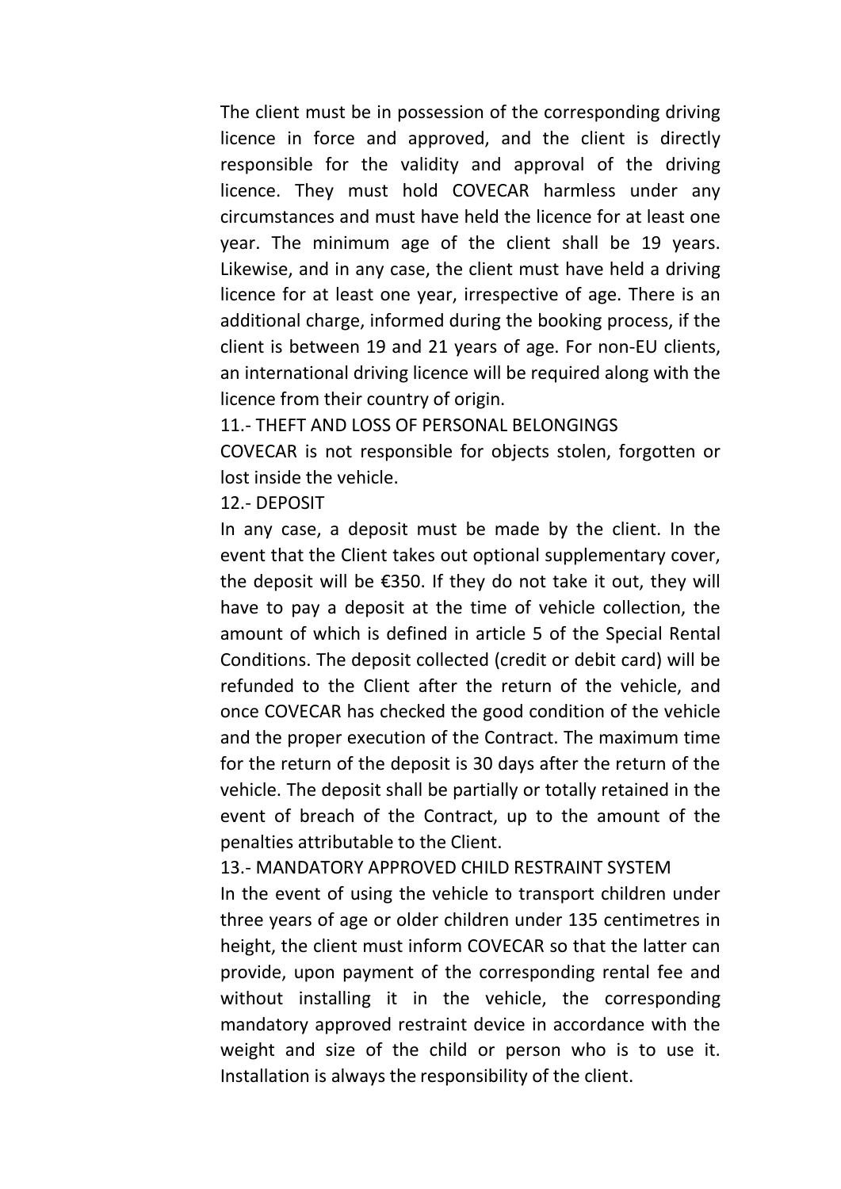The client must be in possession of the corresponding driving licence in force and approved, and the client is directly responsible for the validity and approval of the driving licence. They must hold COVECAR harmless under any circumstances and must have held the licence for at least one year. The minimum age of the client shall be 19 years. Likewise, and in any case, the client must have held a driving licence for at least one year, irrespective of age. There is an additional charge, informed during the booking process, if the client is between 19 and 21 years of age. For non-EU clients, an international driving licence will be required along with the licence from their country of origin.

11.- THEFT AND LOSS OF PERSONAL BELONGINGS

COVECAR is not responsible for objects stolen, forgotten or lost inside the vehicle.

12.- DEPOSIT

In any case, a deposit must be made by the client. In the event that the Client takes out optional supplementary cover, the deposit will be €350. If they do not take it out, they will have to pay a deposit at the time of vehicle collection, the amount of which is defined in article 5 of the Special Rental Conditions. The deposit collected (credit or debit card) will be refunded to the Client after the return of the vehicle, and once COVECAR has checked the good condition of the vehicle and the proper execution of the Contract. The maximum time for the return of the deposit is 30 days after the return of the vehicle. The deposit shall be partially or totally retained in the event of breach of the Contract, up to the amount of the penalties attributable to the Client.

13.- MANDATORY APPROVED CHILD RESTRAINT SYSTEM

In the event of using the vehicle to transport children under three years of age or older children under 135 centimetres in height, the client must inform COVECAR so that the latter can provide, upon payment of the corresponding rental fee and without installing it in the vehicle, the corresponding mandatory approved restraint device in accordance with the weight and size of the child or person who is to use it. Installation is always the responsibility of the client.